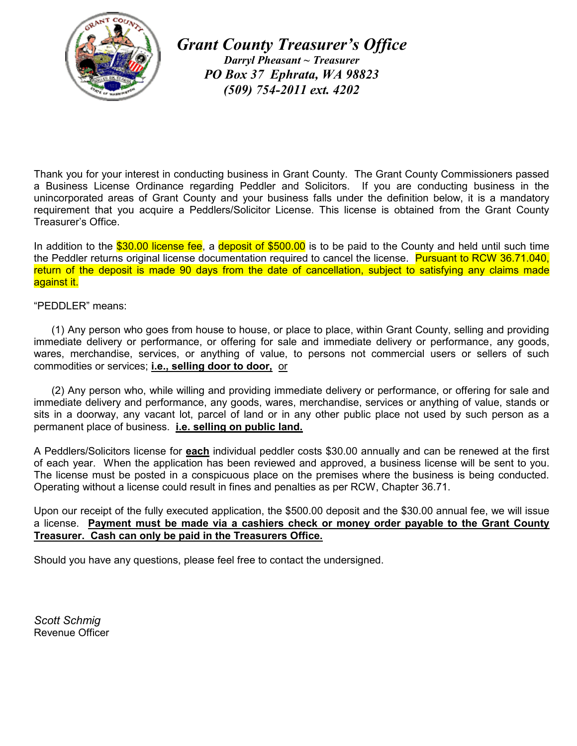# *Grant County Treasurer's Office*

***Darryl Pheasant ~ Treasurer***
***PO Box 37 Ephrata, WA 98823***
***(509) 754-2011 ext. 4202***

Thank you for your interest in conducting business in Grant County. The Grant County Commissioners passed a Business License Ordinance regarding Peddler and Solicitors. If you are conducting business in the unincorporated areas of Grant County and your business falls under the definition below, it is a mandatory requirement that you acquire a Peddlers/Solicitor License. This license is obtained from the Grant County Treasurer's Office.

In addition to the $30.00 license fee, a deposit of $500.00 is to be paid to the County and held until such time the Peddler returns original license documentation required to cancel the license. Pursuant to RCW 36.71.040, return of the deposit is made 90 days from the date of cancellation, subject to satisfying any claims made against it.

"PEDDLER" means:

(1) Any person who goes from house to house, or place to place, within Grant County, selling and providing immediate delivery or performance, or offering for sale and immediate delivery or performance, any goods, wares, merchandise, services, or anything of value, to persons not commercial users or sellers of such commodities or services; **i.e., selling door to door,** or

(2) Any person who, while willing and providing immediate delivery or performance, or offering for sale and immediate delivery and performance, any goods, wares, merchandise, services or anything of value, stands or sits in a doorway, any vacant lot, parcel of land or in any other public place not used by such person as a permanent place of business. **i.e. selling on public land.**

A Peddlers/Solicitors license for **each** individual peddler costs $30.00 annually and can be renewed at the first of each year. When the application has been reviewed and approved, a business license will be sent to you. The license must be posted in a conspicuous place on the premises where the business is being conducted. Operating without a license could result in fines and penalties as per RCW, Chapter 36.71.

Upon our receipt of the fully executed application, the $500.00 deposit and the $30.00 annual fee, we will issue a license. **Payment must be made via a cashiers check or money order payable to the Grant County Treasurer. Cash can only be paid in the Treasurers Office.**

Should you have any questions, please feel free to contact the undersigned.

*Scott Schmig*
Revenue Officer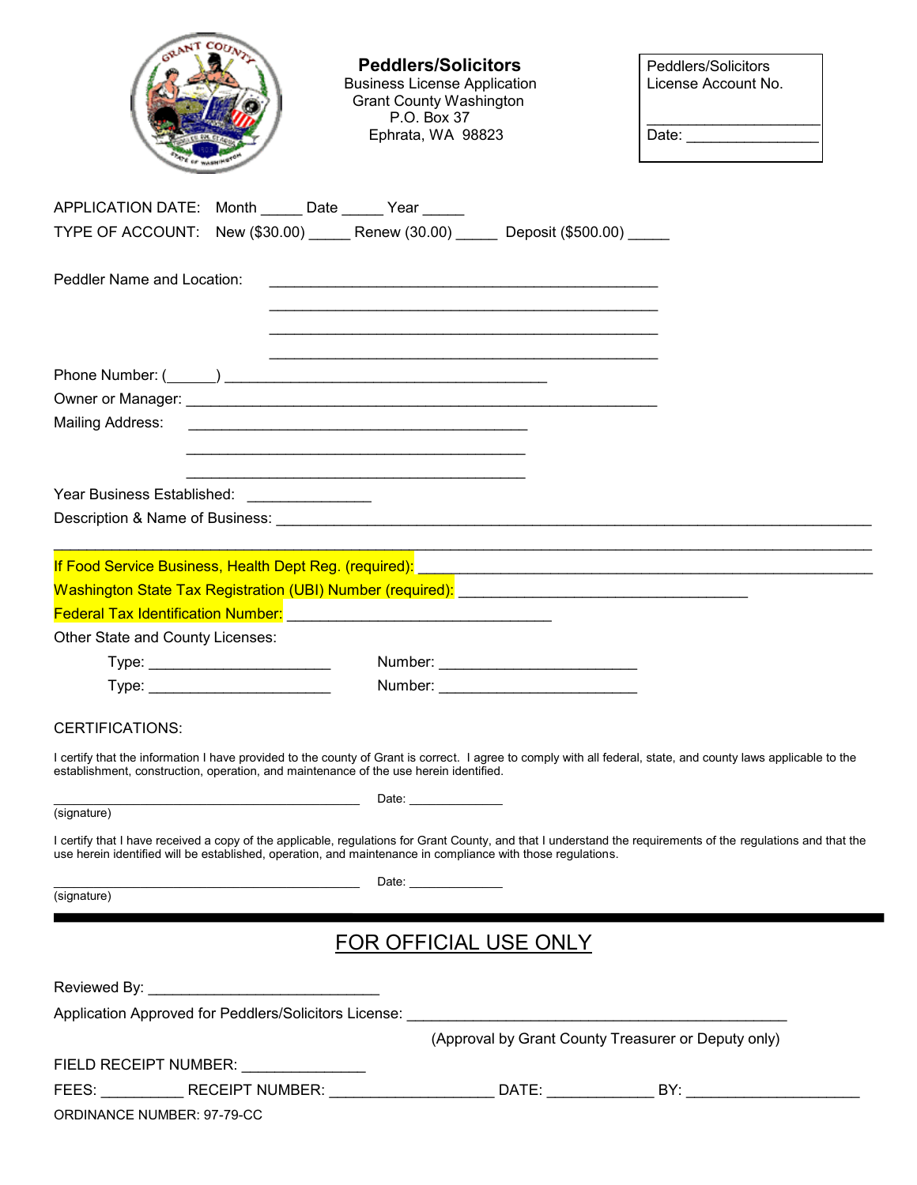# Peddlers/Solicitors

Business License Application
Grant County Washington
P.O. Box 37
Ephrata, WA 98823

Peddlers/Solicitors License Account No.

____________________

Date: ________________

APPLICATION DATE: Month _____ Date _____ Year _____

TYPE OF ACCOUNT: New ($30.00) _____ Renew (30.00) _____ Deposit ($500.00) _____

Peddler Name and Location: ______________________________________________
______________________________________________
______________________________________________
______________________________________________

Phone Number: (______) ________________________________________

Owner or Manager: __________________________________________________________

Mailing Address: ________________________________________
________________________________________
________________________________________

Year Business Established: _______________

Description & Name of Business: ___________________________________________________________________________
______________________________________________________________________________________________

If Food Service Business, Health Dept Reg. (required): _______________________________________________________

Washington State Tax Registration (UBI) Number (required): ___________________________________

Federal Tax Identification Number: ________________________________

Other State and County Licenses:

Type: ______________________ Number: ________________________

Type: ______________________ Number: ________________________

CERTIFICATIONS:

I certify that the information I have provided to the county of Grant is correct. I agree to comply with all federal, state, and county laws applicable to the establishment, construction, operation, and maintenance of the use herein identified.

________________________________________ Date: _____________
(signature)

I certify that I have received a copy of the applicable, regulations for Grant County, and that I understand the requirements of the regulations and that the use herein identified will be established, operation, and maintenance in compliance with those regulations.

________________________________________ Date: _____________
(signature)

---

## FOR OFFICIAL USE ONLY

Reviewed By: ____________________________

Application Approved for Peddlers/Solicitors License: ______________________________________________

(Approval by Grant County Treasurer or Deputy only)

FIELD RECEIPT NUMBER: _______________

FEES: __________ RECEIPT NUMBER: ____________________ DATE: _____________ BY: _____________________

ORDINANCE NUMBER: 97-79-CC